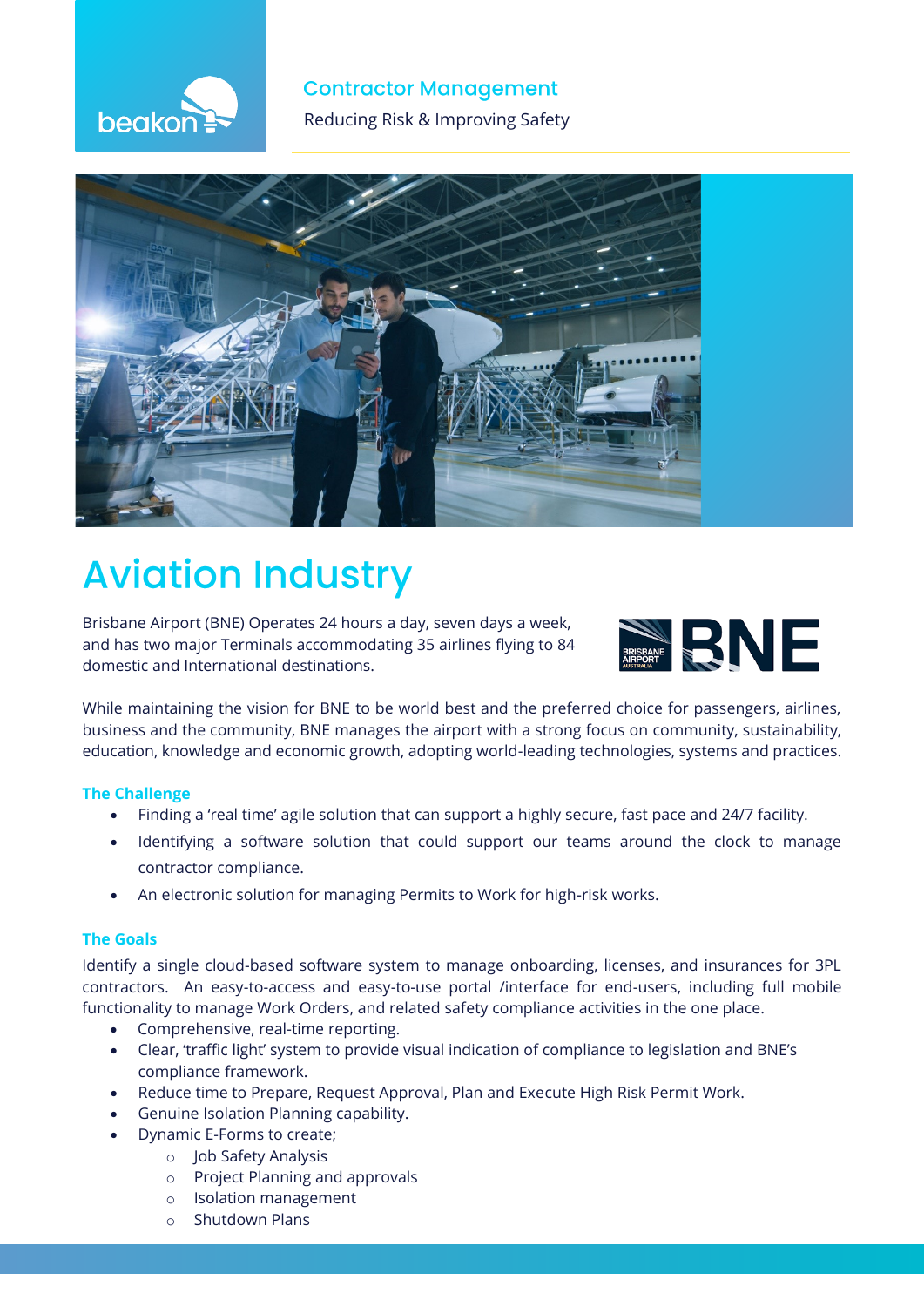beakon

## Contractor Management

Reducing Risk & Improving Safety

# Aviation Industry

Brisbane Airport (BNE) Operates 24 hours a day, seven days a week, and has two major Terminals accommodating 35 airlines flying to 84 domestic and International destinations.

While maintaining the vision for BNE to be world best and the preferred choice for passengers, airlines, business and the community, BNE manages the airport with a strong focus on community, sustainability, education, knowledge and economic growth, adopting world-leading technologies, systems and practices.

### The Challenge

- Finding a 'real time' agile solution that can support a highly secure, fast pace and 24/7 facility.
- Identifying a software solution that could support our teams around the clock to manage contractor compliance.
- An electronic solution for managing Permits to Work for high-risk works.

### The Goals

Identify a single cloud-based software system to manage onboarding, licenses, and insurances for 3PL contractors. An easy-to-access and easy-to-use portal /interface for end-users, including full mobile functionality to manage Work Orders, and related safety compliance activities in the one place.

- Comprehensive, real-time reporting.
- Clear, 'traffic light' system to provide visual indication of compliance to legislation and BNE's compliance framework.
- Reduce time to Prepare, Request Approval, Plan and Execute High Risk Permit Work.
- Genuine Isolation Planning capability.
- Dynamic E-Forms to create;
  - Job Safety Analysis
  - Project Planning and approvals
  - Isolation management
  - Shutdown Plans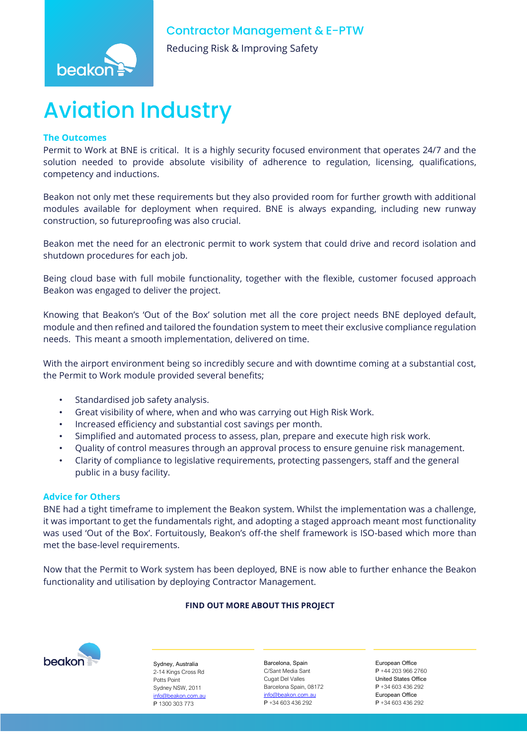Contractor Management & E-PTW

Reducing Risk & Improving Safety

# Aviation Industry

### The Outcomes

Permit to Work at BNE is critical. It is a highly security focused environment that operates 24/7 and the solution needed to provide absolute visibility of adherence to regulation, licensing, qualifications, competency and inductions.

Beakon not only met these requirements but they also provided room for further growth with additional modules available for deployment when required. BNE is always expanding, including new runway construction, so futureproofing was also crucial.

Beakon met the need for an electronic permit to work system that could drive and record isolation and shutdown procedures for each job.

Being cloud base with full mobile functionality, together with the flexible, customer focused approach Beakon was engaged to deliver the project.

Knowing that Beakon's 'Out of the Box' solution met all the core project needs BNE deployed default, module and then refined and tailored the foundation system to meet their exclusive compliance regulation needs. This meant a smooth implementation, delivered on time.

With the airport environment being so incredibly secure and with downtime coming at a substantial cost, the Permit to Work module provided several benefits;

- Standardised job safety analysis.
- Great visibility of where, when and who was carrying out High Risk Work.
- Increased efficiency and substantial cost savings per month.
- Simplified and automated process to assess, plan, prepare and execute high risk work.
- Quality of control measures through an approval process to ensure genuine risk management.
- Clarity of compliance to legislative requirements, protecting passengers, staff and the general public in a busy facility.

### Advice for Others

BNE had a tight timeframe to implement the Beakon system. Whilst the implementation was a challenge, it was important to get the fundamentals right, and adopting a staged approach meant most functionality was used 'Out of the Box'. Fortuitously, Beakon's off-the shelf framework is ISO-based which more than met the base-level requirements.

Now that the Permit to Work system has been deployed, BNE is now able to further enhance the Beakon functionality and utilisation by deploying Contractor Management.

**FIND OUT MORE ABOUT THIS PROJECT**

Sydney, Australia
2-14 Kings Cross Rd
Potts Point
Sydney NSW, 2011
info@beakon.com.au
P 1300 303 773

Barcelona, Spain
C/Sant Media Sant
Cugat Del Valles
Barcelona Spain, 08172
info@beakon.com.au
P +34 603 436 292

European Office
P +44 203 966 2760
United States Office
P +34 603 436 292
European Office
P +34 603 436 292